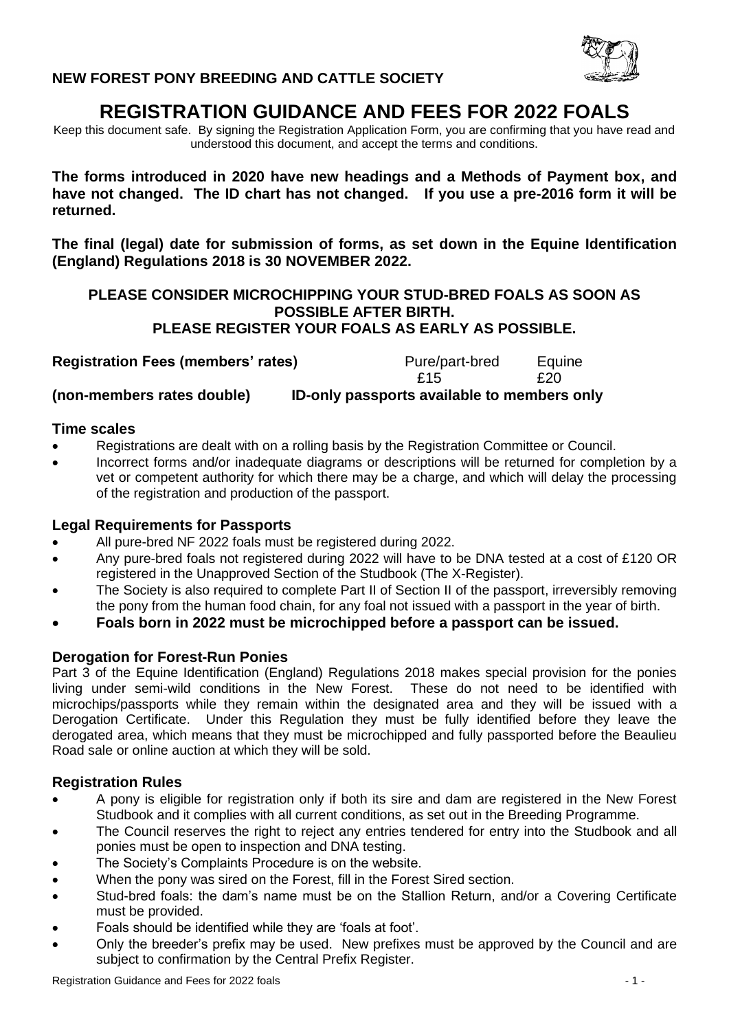**NEW FOREST PONY BREEDING AND CATTLE SOCIETY**

# REGISTRATION GUIDANCE AND FEES FOR 2022 FOALS

Keep this document safe. By signing the Registration Application Form, you are confirming that you have read and understood this document, and accept the terms and conditions.

**The forms introduced in 2020 have new headings and a Methods of Payment box, and have not changed. The ID chart has not changed. If you use a pre-2016 form it will be returned.**

**The final (legal) date for submission of forms, as set down in the Equine Identification (England) Regulations 2018 is 30 NOVEMBER 2022.**

**PLEASE CONSIDER MICROCHIPPING YOUR STUD-BRED FOALS AS SOON AS POSSIBLE AFTER BIRTH.**
**PLEASE REGISTER YOUR FOALS AS EARLY AS POSSIBLE.**

| **Registration Fees (members' rates)** | Pure/part-bred | Equine |
|---|---|---|
| | £15 | £20 |

**(non-members rates double)** **ID-only passports available to members only**

### Time scales

- Registrations are dealt with on a rolling basis by the Registration Committee or Council.
- Incorrect forms and/or inadequate diagrams or descriptions will be returned for completion by a vet or competent authority for which there may be a charge, and which will delay the processing of the registration and production of the passport.

### Legal Requirements for Passports

- All pure-bred NF 2022 foals must be registered during 2022.
- Any pure-bred foals not registered during 2022 will have to be DNA tested at a cost of £120 OR registered in the Unapproved Section of the Studbook (The X-Register).
- The Society is also required to complete Part II of Section II of the passport, irreversibly removing the pony from the human food chain, for any foal not issued with a passport in the year of birth.
- **Foals born in 2022 must be microchipped before a passport can be issued.**

### Derogation for Forest-Run Ponies

Part 3 of the Equine Identification (England) Regulations 2018 makes special provision for the ponies living under semi-wild conditions in the New Forest. These do not need to be identified with microchips/passports while they remain within the designated area and they will be issued with a Derogation Certificate. Under this Regulation they must be fully identified before they leave the derogated area, which means that they must be microchipped and fully passported before the Beaulieu Road sale or online auction at which they will be sold.

### Registration Rules

- A pony is eligible for registration only if both its sire and dam are registered in the New Forest Studbook and it complies with all current conditions, as set out in the Breeding Programme.
- The Council reserves the right to reject any entries tendered for entry into the Studbook and all ponies must be open to inspection and DNA testing.
- The Society's Complaints Procedure is on the website.
- When the pony was sired on the Forest, fill in the Forest Sired section.
- Stud-bred foals: the dam's name must be on the Stallion Return, and/or a Covering Certificate must be provided.
- Foals should be identified while they are 'foals at foot'.
- Only the breeder's prefix may be used. New prefixes must be approved by the Council and are subject to confirmation by the Central Prefix Register.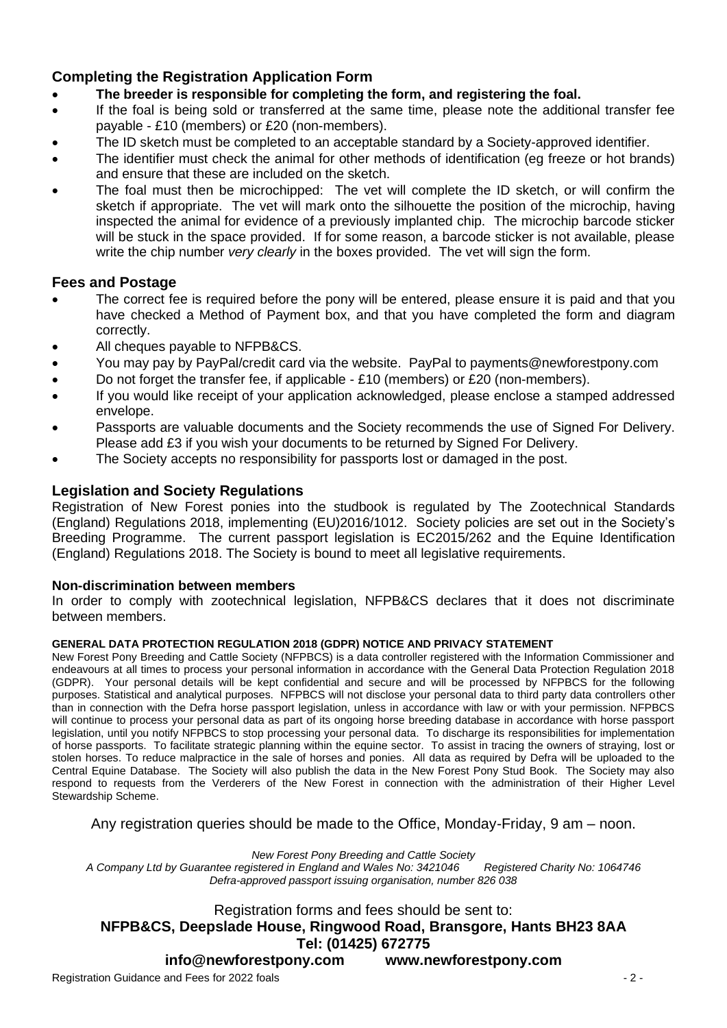## Completing the Registration Application Form

- **The breeder is responsible for completing the form, and registering the foal.**
- If the foal is being sold or transferred at the same time, please note the additional transfer fee payable - £10 (members) or £20 (non-members).
- The ID sketch must be completed to an acceptable standard by a Society-approved identifier.
- The identifier must check the animal for other methods of identification (eg freeze or hot brands) and ensure that these are included on the sketch.
- The foal must then be microchipped: The vet will complete the ID sketch, or will confirm the sketch if appropriate. The vet will mark onto the silhouette the position of the microchip, having inspected the animal for evidence of a previously implanted chip. The microchip barcode sticker will be stuck in the space provided. If for some reason, a barcode sticker is not available, please write the chip number *very clearly* in the boxes provided. The vet will sign the form.

## Fees and Postage

- The correct fee is required before the pony will be entered, please ensure it is paid and that you have checked a Method of Payment box, and that you have completed the form and diagram correctly.
- All cheques payable to NFPB&CS.
- You may pay by PayPal/credit card via the website. PayPal to payments@newforestpony.com
- Do not forget the transfer fee, if applicable - £10 (members) or £20 (non-members).
- If you would like receipt of your application acknowledged, please enclose a stamped addressed envelope.
- Passports are valuable documents and the Society recommends the use of Signed For Delivery. Please add £3 if you wish your documents to be returned by Signed For Delivery.
- The Society accepts no responsibility for passports lost or damaged in the post.

## Legislation and Society Regulations

Registration of New Forest ponies into the studbook is regulated by The Zootechnical Standards (England) Regulations 2018, implementing (EU)2016/1012. Society policies are set out in the Society's Breeding Programme. The current passport legislation is EC2015/262 and the Equine Identification (England) Regulations 2018. The Society is bound to meet all legislative requirements.

### Non-discrimination between members

In order to comply with zootechnical legislation, NFPB&CS declares that it does not discriminate between members.

#### GENERAL DATA PROTECTION REGULATION 2018 (GDPR) NOTICE AND PRIVACY STATEMENT

New Forest Pony Breeding and Cattle Society (NFPBCS) is a data controller registered with the Information Commissioner and endeavours at all times to process your personal information in accordance with the General Data Protection Regulation 2018 (GDPR). Your personal details will be kept confidential and secure and will be processed by NFPBCS for the following purposes. Statistical and analytical purposes. NFPBCS will not disclose your personal data to third party data controllers other than in connection with the Defra horse passport legislation, unless in accordance with law or with your permission. NFPBCS will continue to process your personal data as part of its ongoing horse breeding database in accordance with horse passport legislation, until you notify NFPBCS to stop processing your personal data. To discharge its responsibilities for implementation of horse passports. To facilitate strategic planning within the equine sector. To assist in tracing the owners of straying, lost or stolen horses. To reduce malpractice in the sale of horses and ponies. All data as required by Defra will be uploaded to the Central Equine Database. The Society will also publish the data in the New Forest Pony Stud Book. The Society may also respond to requests from the Verderers of the New Forest in connection with the administration of their Higher Level Stewardship Scheme.

Any registration queries should be made to the Office, Monday-Friday, 9 am – noon.

*New Forest Pony Breeding and Cattle Society*
*A Company Ltd by Guarantee registered in England and Wales No: 3421046 Registered Charity No: 1064746*
*Defra-approved passport issuing organisation, number 826 038*

Registration forms and fees should be sent to:
**NFPB&CS, Deepslade House, Ringwood Road, Bransgore, Hants BH23 8AA**
**Tel: (01425) 672775**
**info@newforestpony.com www.newforestpony.com**

Registration Guidance and Fees for 2022 foals